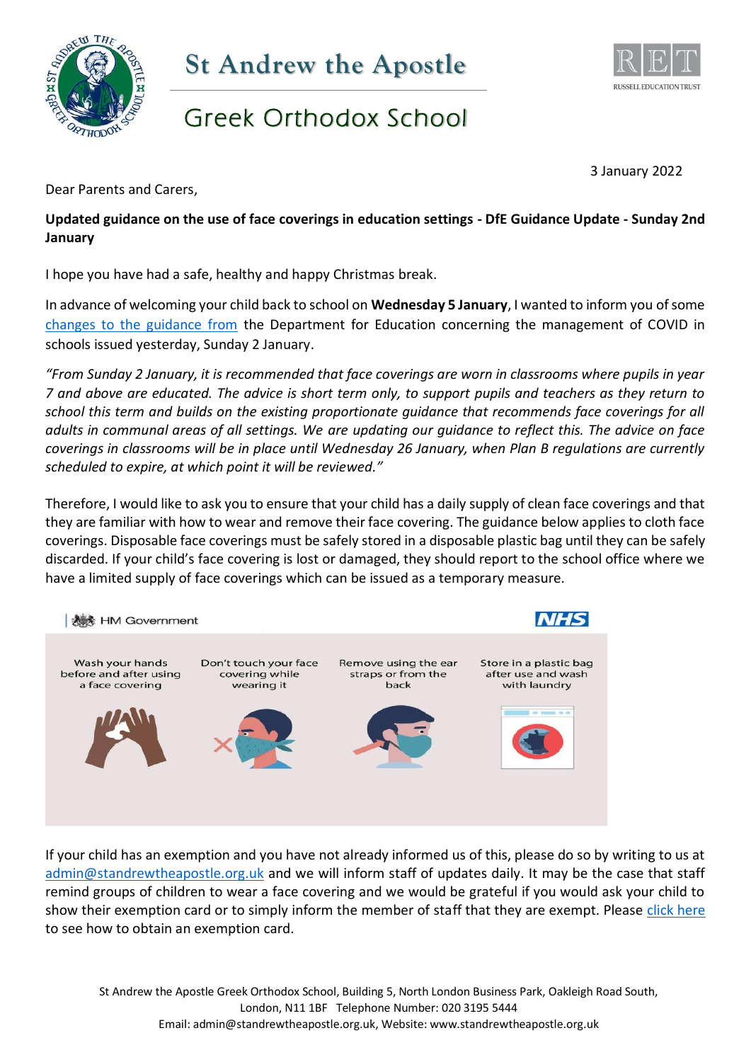# St Andrew the Apostle

## Greek Orthodox School

3 January 2022

Dear Parents and Carers,

**Updated guidance on the use of face coverings in education settings - DfE Guidance Update - Sunday 2nd January**

I hope you have had a safe, healthy and happy Christmas break.

In advance of welcoming your child back to school on **Wednesday 5 January**, I wanted to inform you of some changes to the guidance from the Department for Education concerning the management of COVID in schools issued yesterday, Sunday 2 January.

*"From Sunday 2 January, it is recommended that face coverings are worn in classrooms where pupils in year 7 and above are educated. The advice is short term only, to support pupils and teachers as they return to school this term and builds on the existing proportionate guidance that recommends face coverings for all adults in communal areas of all settings. We are updating our guidance to reflect this. The advice on face coverings in classrooms will be in place until Wednesday 26 January, when Plan B regulations are currently scheduled to expire, at which point it will be reviewed."*

Therefore, I would like to ask you to ensure that your child has a daily supply of clean face coverings and that they are familiar with how to wear and remove their face covering. The guidance below applies to cloth face coverings. Disposable face coverings must be safely stored in a disposable plastic bag until they can be safely discarded. If your child's face covering is lost or damaged, they should report to the school office where we have a limited supply of face coverings which can be issued as a temporary measure.

HM Government | NHS

- Wash your hands before and after using a face covering
- Don't touch your face covering while wearing it
- Remove using the ear straps or from the back
- Store in a plastic bag after use and wash with laundry

If your child has an exemption and you have not already informed us of this, please do so by writing to us at admin@standrewtheapostle.org.uk and we will inform staff of updates daily. It may be the case that staff remind groups of children to wear a face covering and we would be grateful if you would ask your child to show their exemption card or to simply inform the member of staff that they are exempt. Please click here to see how to obtain an exemption card.

St Andrew the Apostle Greek Orthodox School, Building 5, North London Business Park, Oakleigh Road South, London, N11 1BF Telephone Number: 020 3195 5444
Email: admin@standrewtheapostle.org.uk, Website: www.standrewtheapostle.org.uk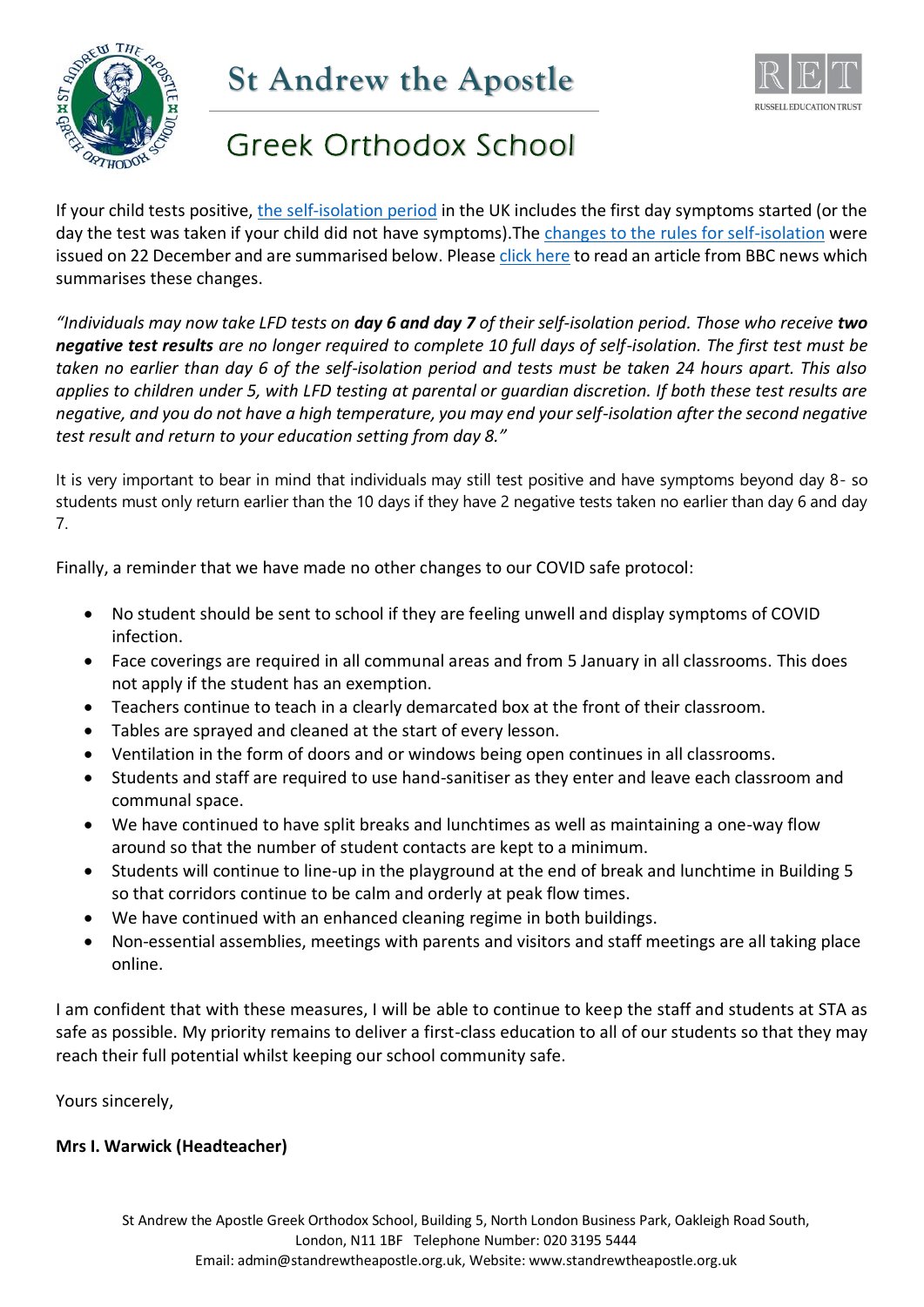If your child tests positive, the self-isolation period in the UK includes the first day symptoms started (or the day the test was taken if your child did not have symptoms).The changes to the rules for self-isolation were issued on 22 December and are summarised below. Please click here to read an article from BBC news which summarises these changes.

*"Individuals may now take LFD tests on **day 6 and day 7** of their self-isolation period. Those who receive **two negative test results** are no longer required to complete 10 full days of self-isolation. The first test must be taken no earlier than day 6 of the self-isolation period and tests must be taken 24 hours apart. This also applies to children under 5, with LFD testing at parental or guardian discretion. If both these test results are negative, and you do not have a high temperature, you may end your self-isolation after the second negative test result and return to your education setting from day 8."*

It is very important to bear in mind that individuals may still test positive and have symptoms beyond day 8- so students must only return earlier than the 10 days if they have 2 negative tests taken no earlier than day 6 and day 7.

Finally, a reminder that we have made no other changes to our COVID safe protocol:

- No student should be sent to school if they are feeling unwell and display symptoms of COVID infection.
- Face coverings are required in all communal areas and from 5 January in all classrooms. This does not apply if the student has an exemption.
- Teachers continue to teach in a clearly demarcated box at the front of their classroom.
- Tables are sprayed and cleaned at the start of every lesson.
- Ventilation in the form of doors and or windows being open continues in all classrooms.
- Students and staff are required to use hand-sanitiser as they enter and leave each classroom and communal space.
- We have continued to have split breaks and lunchtimes as well as maintaining a one-way flow around so that the number of student contacts are kept to a minimum.
- Students will continue to line-up in the playground at the end of break and lunchtime in Building 5 so that corridors continue to be calm and orderly at peak flow times.
- We have continued with an enhanced cleaning regime in both buildings.
- Non-essential assemblies, meetings with parents and visitors and staff meetings are all taking place online.

I am confident that with these measures, I will be able to continue to keep the staff and students at STA as safe as possible. My priority remains to deliver a first-class education to all of our students so that they may reach their full potential whilst keeping our school community safe.

Yours sincerely,

**Mrs I. Warwick (Headteacher)**